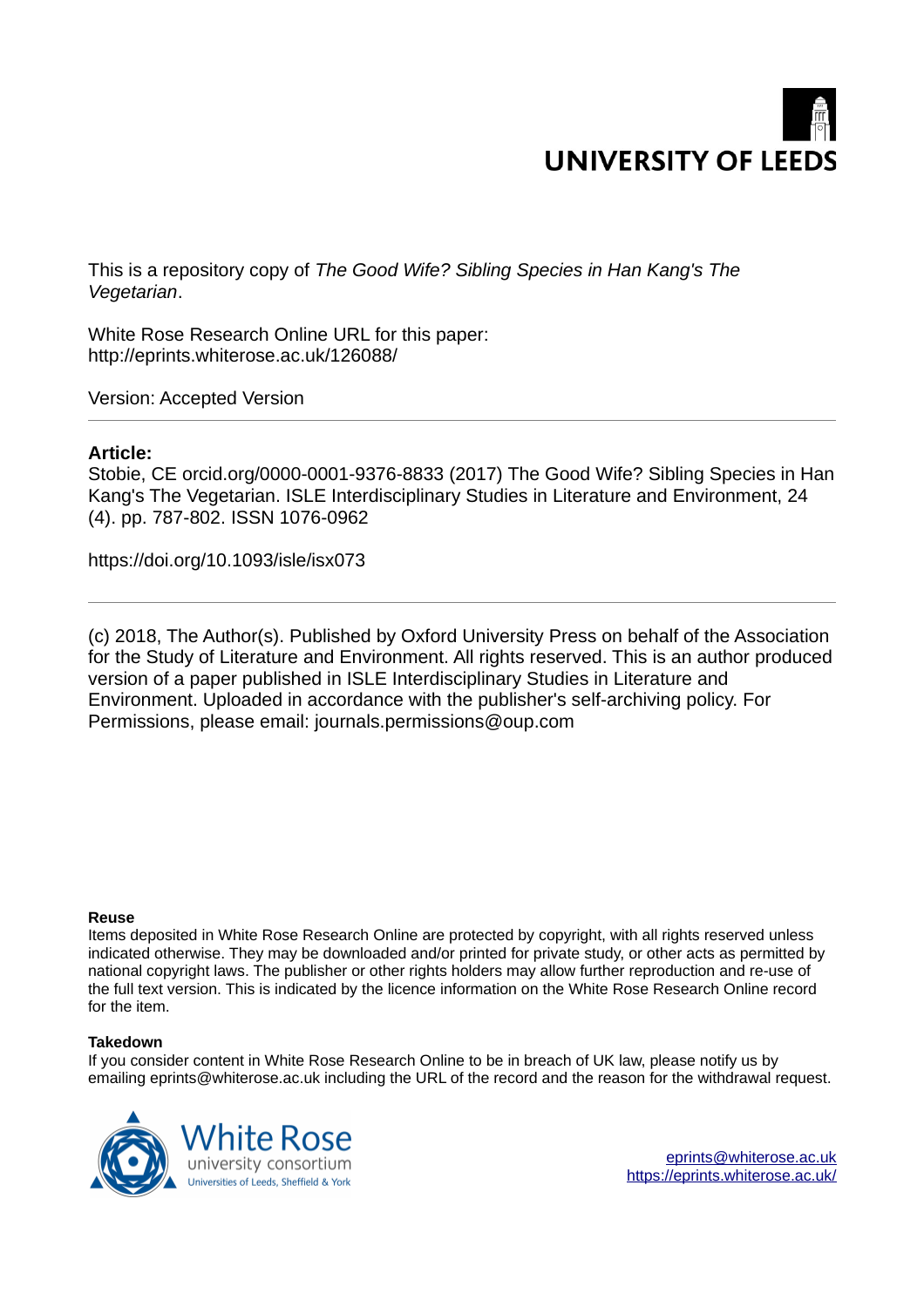This is a repository copy of *The Good Wife? Sibling Species in Han Kang's The Vegetarian*.

White Rose Research Online URL for this paper:
http://eprints.whiterose.ac.uk/126088/

Version: Accepted Version

---

**Article:**

Stobie, CE orcid.org/0000-0001-9376-8833 (2017) The Good Wife? Sibling Species in Han Kang's The Vegetarian. ISLE Interdisciplinary Studies in Literature and Environment, 24 (4). pp. 787-802. ISSN 1076-0962

https://doi.org/10.1093/isle/isx073

---

(c) 2018, The Author(s). Published by Oxford University Press on behalf of the Association for the Study of Literature and Environment. All rights reserved. This is an author produced version of a paper published in ISLE Interdisciplinary Studies in Literature and Environment. Uploaded in accordance with the publisher's self-archiving policy. For Permissions, please email: journals.permissions@oup.com

**Reuse**

Items deposited in White Rose Research Online are protected by copyright, with all rights reserved unless indicated otherwise. They may be downloaded and/or printed for private study, or other acts as permitted by national copyright laws. The publisher or other rights holders may allow further reproduction and re-use of the full text version. This is indicated by the licence information on the White Rose Research Online record for the item.

**Takedown**

If you consider content in White Rose Research Online to be in breach of UK law, please notify us by emailing eprints@whiterose.ac.uk including the URL of the record and the reason for the withdrawal request.

eprints@whiterose.ac.uk
https://eprints.whiterose.ac.uk/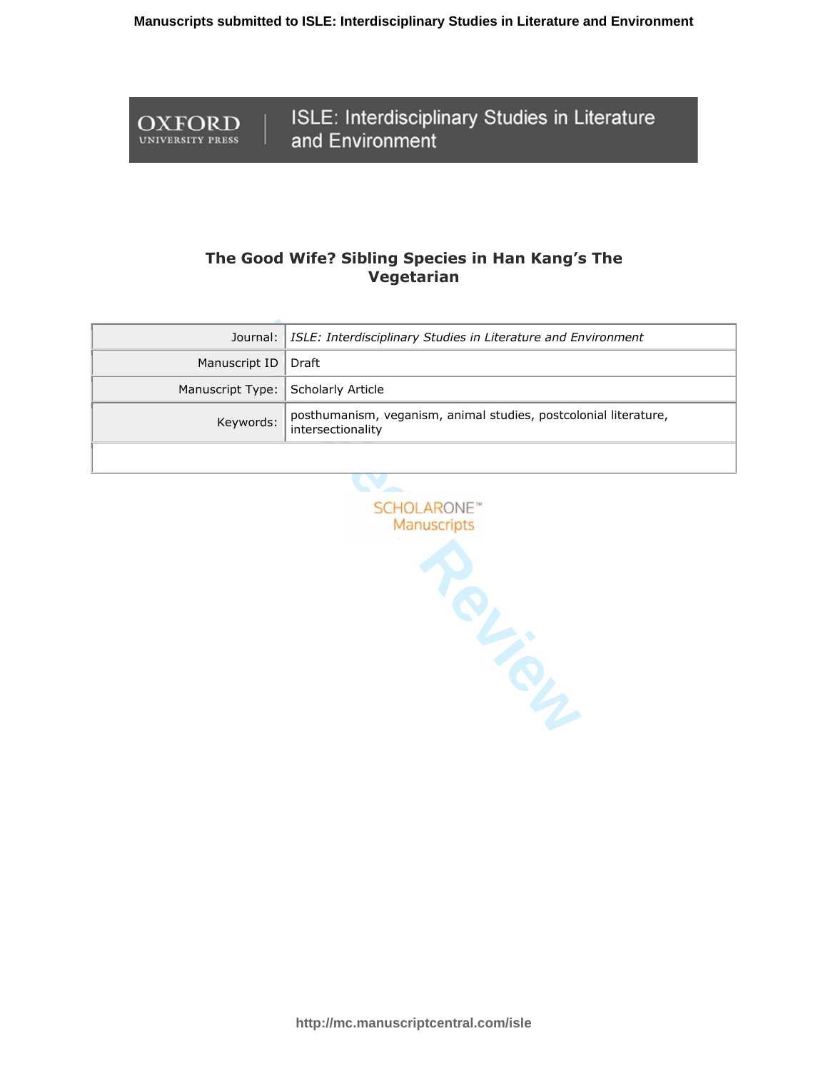# The Good Wife? Sibling Species in Han Kang's The Vegetarian

| Journal: | *ISLE: Interdisciplinary Studies in Literature and Environment* |
|---|---|
| Manuscript ID | Draft |
| Manuscript Type: | Scholarly Article |
| Keywords: | posthumanism, veganism, animal studies, postcolonial literature, intersectionality |
| | |

SCHOLARONE™ Manuscripts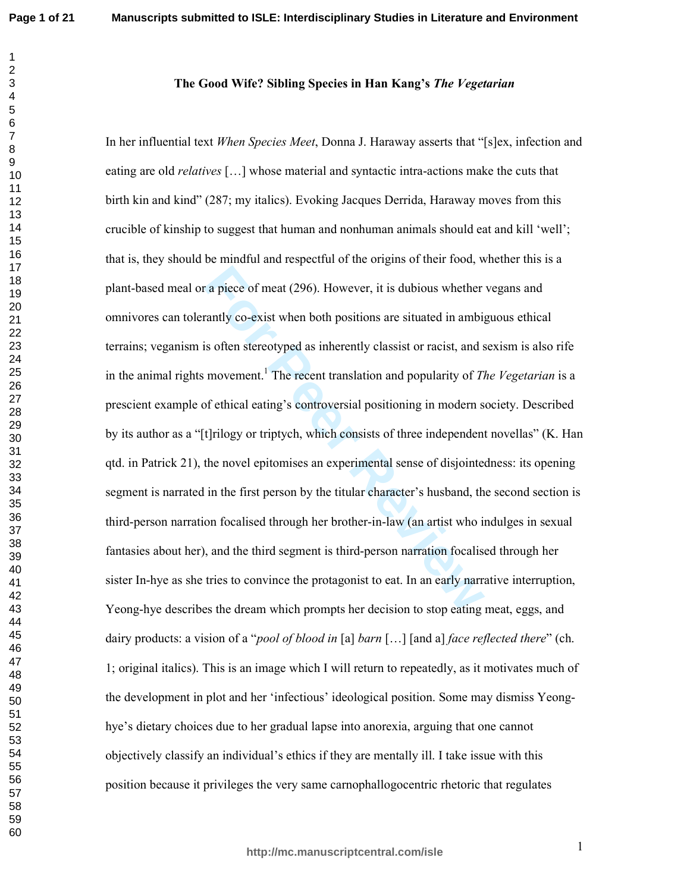# The Good Wife? Sibling Species in Han Kang's *The Vegetarian*

In her influential text *When Species Meet*, Donna J. Haraway asserts that "[s]ex, infection and eating are old *relatives* […] whose material and syntactic intra-actions make the cuts that birth kin and kind" (287; my italics). Evoking Jacques Derrida, Haraway moves from this crucible of kinship to suggest that human and nonhuman animals should eat and kill 'well'; that is, they should be mindful and respectful of the origins of their food, whether this is a plant-based meal or a piece of meat (296). However, it is dubious whether vegans and omnivores can tolerantly co-exist when both positions are situated in ambiguous ethical terrains; veganism is often stereotyped as inherently classist or racist, and sexism is also rife in the animal rights movement.[1] The recent translation and popularity of *The Vegetarian* is a prescient example of ethical eating's controversial positioning in modern society. Described by its author as a "[t]rilogy or triptych, which consists of three independent novellas" (K. Han qtd. in Patrick 21), the novel epitomises an experimental sense of disjointedness: its opening segment is narrated in the first person by the titular character's husband, the second section is third-person narration focalised through her brother-in-law (an artist who indulges in sexual fantasies about her), and the third segment is third-person narration focalised through her sister In-hye as she tries to convince the protagonist to eat. In an early narrative interruption, Yeong-hye describes the dream which prompts her decision to stop eating meat, eggs, and dairy products: a vision of a "*pool of blood in* [a] *barn* […] [and a] *face reflected there*" (ch. 1; original italics). This is an image which I will return to repeatedly, as it motivates much of the development in plot and her 'infectious' ideological position. Some may dismiss Yeong-hye's dietary choices due to her gradual lapse into anorexia, arguing that one cannot objectively classify an individual's ethics if they are mentally ill. I take issue with this position because it privileges the very same carnophallogocentric rhetoric that regulates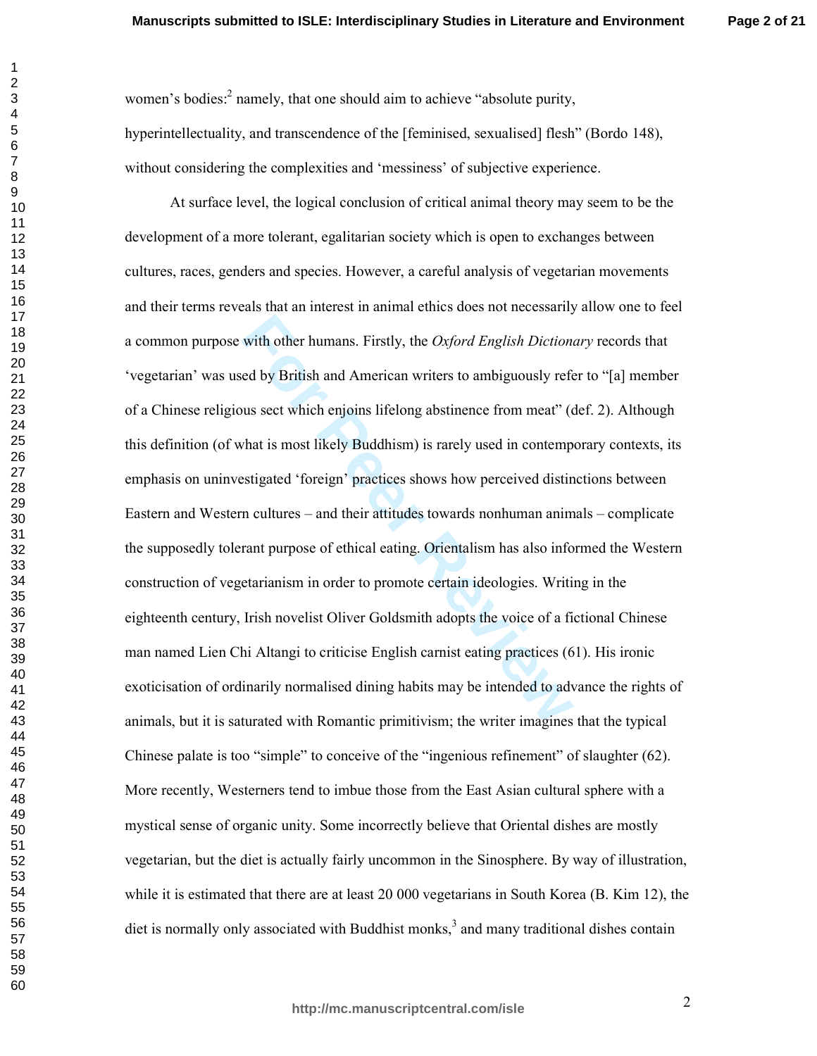women's bodies:[2] namely, that one should aim to achieve "absolute purity, hyperintellectuality, and transcendence of the [feminised, sexualised] flesh" (Bordo 148), without considering the complexities and 'messiness' of subjective experience.

At surface level, the logical conclusion of critical animal theory may seem to be the development of a more tolerant, egalitarian society which is open to exchanges between cultures, races, genders and species. However, a careful analysis of vegetarian movements and their terms reveals that an interest in animal ethics does not necessarily allow one to feel a common purpose with other humans. Firstly, the *Oxford English Dictionary* records that 'vegetarian' was used by British and American writers to ambiguously refer to "[a] member of a Chinese religious sect which enjoins lifelong abstinence from meat" (def. 2). Although this definition (of what is most likely Buddhism) is rarely used in contemporary contexts, its emphasis on uninvestigated 'foreign' practices shows how perceived distinctions between Eastern and Western cultures – and their attitudes towards nonhuman animals – complicate the supposedly tolerant purpose of ethical eating. Orientalism has also informed the Western construction of vegetarianism in order to promote certain ideologies. Writing in the eighteenth century, Irish novelist Oliver Goldsmith adopts the voice of a fictional Chinese man named Lien Chi Altangi to criticise English carnist eating practices (61). His ironic exoticisation of ordinarily normalised dining habits may be intended to advance the rights of animals, but it is saturated with Romantic primitivism; the writer imagines that the typical Chinese palate is too "simple" to conceive of the "ingenious refinement" of slaughter (62). More recently, Westerners tend to imbue those from the East Asian cultural sphere with a mystical sense of organic unity. Some incorrectly believe that Oriental dishes are mostly vegetarian, but the diet is actually fairly uncommon in the Sinosphere. By way of illustration, while it is estimated that there are at least 20 000 vegetarians in South Korea (B. Kim 12), the diet is normally only associated with Buddhist monks,[3] and many traditional dishes contain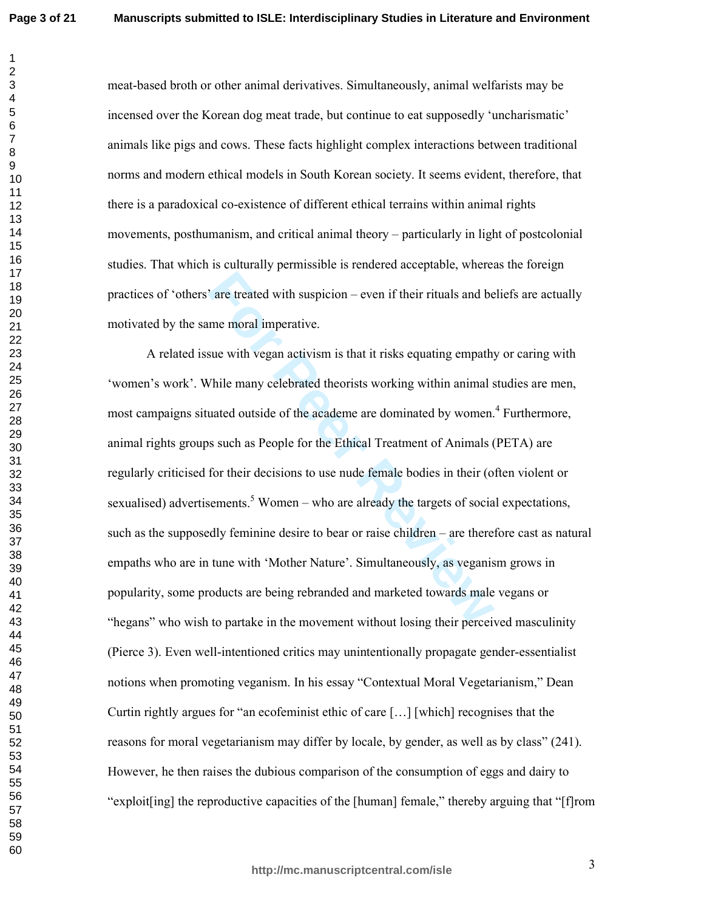meat-based broth or other animal derivatives. Simultaneously, animal welfarists may be incensed over the Korean dog meat trade, but continue to eat supposedly 'uncharismatic' animals like pigs and cows. These facts highlight complex interactions between traditional norms and modern ethical models in South Korean society. It seems evident, therefore, that there is a paradoxical co-existence of different ethical terrains within animal rights movements, posthumanism, and critical animal theory – particularly in light of postcolonial studies. That which is culturally permissible is rendered acceptable, whereas the foreign practices of 'others' are treated with suspicion – even if their rituals and beliefs are actually motivated by the same moral imperative.

A related issue with vegan activism is that it risks equating empathy or caring with 'women's work'. While many celebrated theorists working within animal studies are men, most campaigns situated outside of the academe are dominated by women.[4] Furthermore, animal rights groups such as People for the Ethical Treatment of Animals (PETA) are regularly criticised for their decisions to use nude female bodies in their (often violent or sexualised) advertisements.[5] Women – who are already the targets of social expectations, such as the supposedly feminine desire to bear or raise children – are therefore cast as natural empaths who are in tune with 'Mother Nature'. Simultaneously, as veganism grows in popularity, some products are being rebranded and marketed towards male vegans or "hegans" who wish to partake in the movement without losing their perceived masculinity (Pierce 3). Even well-intentioned critics may unintentionally propagate gender-essentialist notions when promoting veganism. In his essay "Contextual Moral Vegetarianism," Dean Curtin rightly argues for "an ecofeminist ethic of care […] [which] recognises that the reasons for moral vegetarianism may differ by locale, by gender, as well as by class" (241). However, he then raises the dubious comparison of the consumption of eggs and dairy to "exploit[ing] the reproductive capacities of the [human] female," thereby arguing that "[f]rom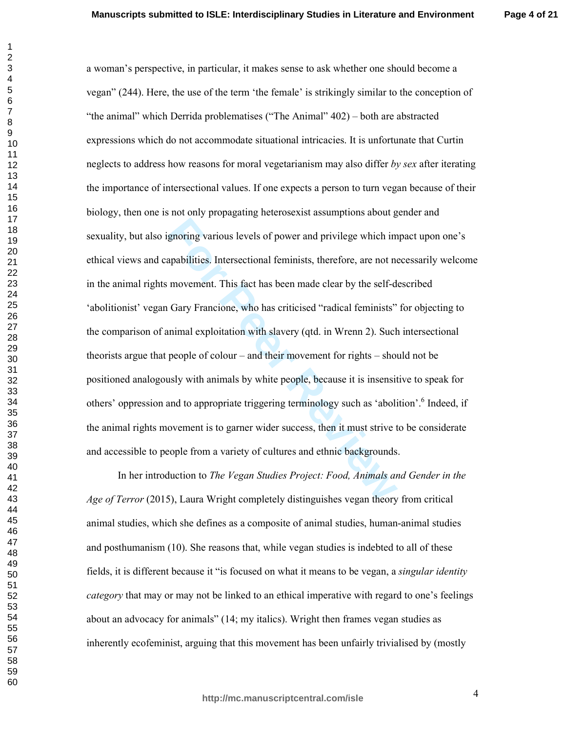a woman's perspective, in particular, it makes sense to ask whether one should become a vegan" (244). Here, the use of the term 'the female' is strikingly similar to the conception of "the animal" which Derrida problematises ("The Animal" 402) – both are abstracted expressions which do not accommodate situational intricacies. It is unfortunate that Curtin neglects to address how reasons for moral vegetarianism may also differ *by sex* after iterating the importance of intersectional values. If one expects a person to turn vegan because of their biology, then one is not only propagating heterosexist assumptions about gender and sexuality, but also ignoring various levels of power and privilege which impact upon one's ethical views and capabilities. Intersectional feminists, therefore, are not necessarily welcome in the animal rights movement. This fact has been made clear by the self-described 'abolitionist' vegan Gary Francione, who has criticised "radical feminists" for objecting to the comparison of animal exploitation with slavery (qtd. in Wrenn 2). Such intersectional theorists argue that people of colour – and their movement for rights – should not be positioned analogously with animals by white people, because it is insensitive to speak for others' oppression and to appropriate triggering terminology such as 'abolition'.[6] Indeed, if the animal rights movement is to garner wider success, then it must strive to be considerate and accessible to people from a variety of cultures and ethnic backgrounds.

In her introduction to *The Vegan Studies Project: Food, Animals and Gender in the Age of Terror* (2015), Laura Wright completely distinguishes vegan theory from critical animal studies, which she defines as a composite of animal studies, human-animal studies and posthumanism (10). She reasons that, while vegan studies is indebted to all of these fields, it is different because it "is focused on what it means to be vegan, a *singular identity category* that may or may not be linked to an ethical imperative with regard to one's feelings about an advocacy for animals" (14; my italics). Wright then frames vegan studies as inherently ecofeminist, arguing that this movement has been unfairly trivialised by (mostly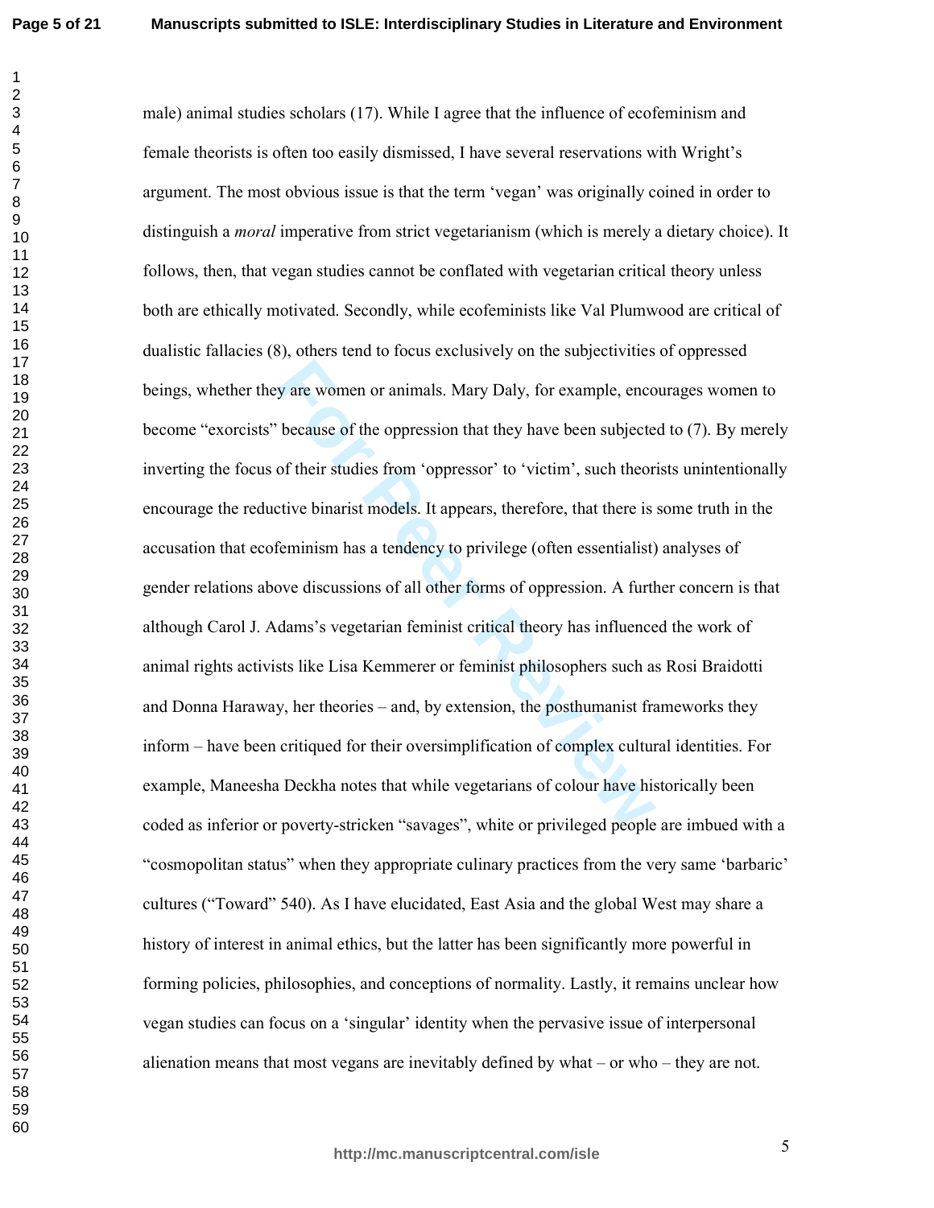male) animal studies scholars (17). While I agree that the influence of ecofeminism and female theorists is often too easily dismissed, I have several reservations with Wright's argument. The most obvious issue is that the term 'vegan' was originally coined in order to distinguish a *moral* imperative from strict vegetarianism (which is merely a dietary choice). It follows, then, that vegan studies cannot be conflated with vegetarian critical theory unless both are ethically motivated. Secondly, while ecofeminists like Val Plumwood are critical of dualistic fallacies (8), others tend to focus exclusively on the subjectivities of oppressed beings, whether they are women or animals. Mary Daly, for example, encourages women to become "exorcists" because of the oppression that they have been subjected to (7). By merely inverting the focus of their studies from 'oppressor' to 'victim', such theorists unintentionally encourage the reductive binarist models. It appears, therefore, that there is some truth in the accusation that ecofeminism has a tendency to privilege (often essentialist) analyses of gender relations above discussions of all other forms of oppression. A further concern is that although Carol J. Adams's vegetarian feminist critical theory has influenced the work of animal rights activists like Lisa Kemmerer or feminist philosophers such as Rosi Braidotti and Donna Haraway, her theories – and, by extension, the posthumanist frameworks they inform – have been critiqued for their oversimplification of complex cultural identities. For example, Maneesha Deckha notes that while vegetarians of colour have historically been coded as inferior or poverty-stricken "savages", white or privileged people are imbued with a "cosmopolitan status" when they appropriate culinary practices from the very same 'barbaric' cultures ("Toward" 540). As I have elucidated, East Asia and the global West may share a history of interest in animal ethics, but the latter has been significantly more powerful in forming policies, philosophies, and conceptions of normality. Lastly, it remains unclear how vegan studies can focus on a 'singular' identity when the pervasive issue of interpersonal alienation means that most vegans are inevitably defined by what – or who – they are not.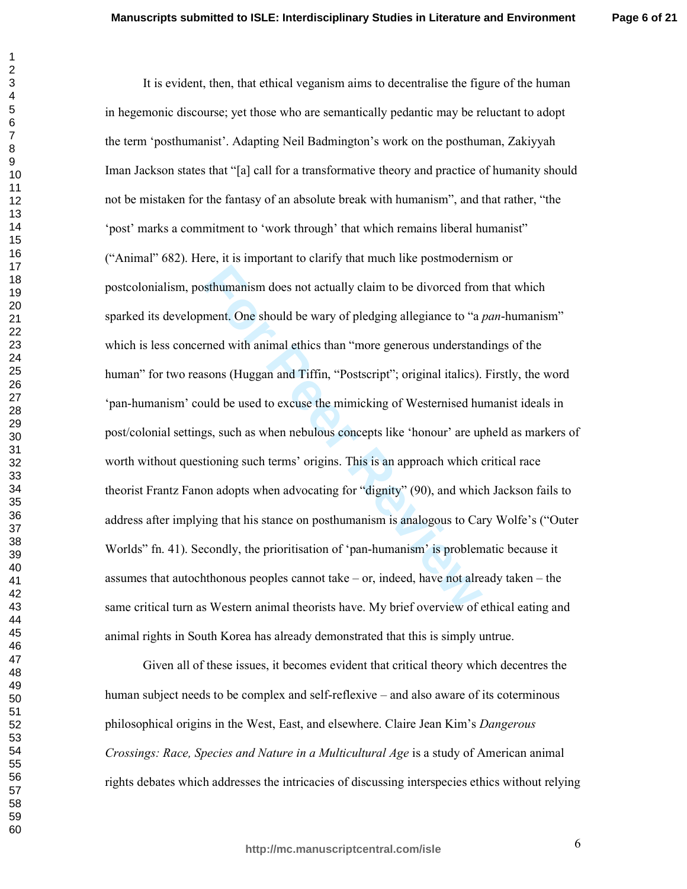It is evident, then, that ethical veganism aims to decentralise the figure of the human in hegemonic discourse; yet those who are semantically pedantic may be reluctant to adopt the term 'posthumanist'. Adapting Neil Badmington's work on the posthuman, Zakiyyah Iman Jackson states that "[a] call for a transformative theory and practice of humanity should not be mistaken for the fantasy of an absolute break with humanism", and that rather, "the 'post' marks a commitment to 'work through' that which remains liberal humanist" ("Animal" 682). Here, it is important to clarify that much like postmodernism or postcolonialism, posthumanism does not actually claim to be divorced from that which sparked its development. One should be wary of pledging allegiance to "a *pan*-humanism" which is less concerned with animal ethics than "more generous understandings of the human" for two reasons (Huggan and Tiffin, "Postscript"; original italics). Firstly, the word 'pan-humanism' could be used to excuse the mimicking of Westernised humanist ideals in post/colonial settings, such as when nebulous concepts like 'honour' are upheld as markers of worth without questioning such terms' origins. This is an approach which critical race theorist Frantz Fanon adopts when advocating for "dignity" (90), and which Jackson fails to address after implying that his stance on posthumanism is analogous to Cary Wolfe's ("Outer Worlds" fn. 41). Secondly, the prioritisation of 'pan-humanism' is problematic because it assumes that autochthonous peoples cannot take – or, indeed, have not already taken – the same critical turn as Western animal theorists have. My brief overview of ethical eating and animal rights in South Korea has already demonstrated that this is simply untrue.

Given all of these issues, it becomes evident that critical theory which decentres the human subject needs to be complex and self-reflexive – and also aware of its coterminous philosophical origins in the West, East, and elsewhere. Claire Jean Kim's *Dangerous Crossings: Race, Species and Nature in a Multicultural Age* is a study of American animal rights debates which addresses the intricacies of discussing interspecies ethics without relying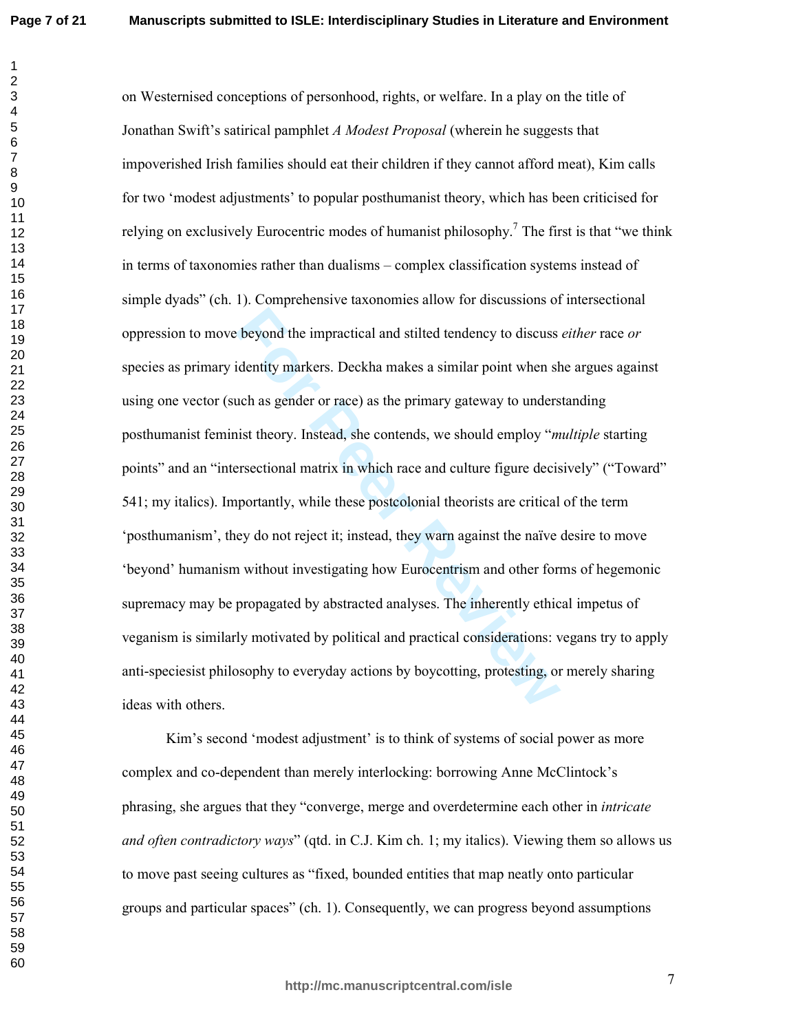on Westernised conceptions of personhood, rights, or welfare. In a play on the title of Jonathan Swift's satirical pamphlet *A Modest Proposal* (wherein he suggests that impoverished Irish families should eat their children if they cannot afford meat), Kim calls for two 'modest adjustments' to popular posthumanist theory, which has been criticised for relying on exclusively Eurocentric modes of humanist philosophy.[7] The first is that "we think in terms of taxonomies rather than dualisms – complex classification systems instead of simple dyads" (ch. 1). Comprehensive taxonomies allow for discussions of intersectional oppression to move beyond the impractical and stilted tendency to discuss *either* race *or* species as primary identity markers. Deckha makes a similar point when she argues against using one vector (such as gender or race) as the primary gateway to understanding posthumanist feminist theory. Instead, she contends, we should employ "*multiple* starting points" and an "intersectional matrix in which race and culture figure decisively" ("Toward" 541; my italics). Importantly, while these postcolonial theorists are critical of the term 'posthumanism', they do not reject it; instead, they warn against the naïve desire to move 'beyond' humanism without investigating how Eurocentrism and other forms of hegemonic supremacy may be propagated by abstracted analyses. The inherently ethical impetus of veganism is similarly motivated by political and practical considerations: vegans try to apply anti-speciesist philosophy to everyday actions by boycotting, protesting, or merely sharing ideas with others.

Kim's second 'modest adjustment' is to think of systems of social power as more complex and co-dependent than merely interlocking: borrowing Anne McClintock's phrasing, she argues that they "converge, merge and overdetermine each other in *intricate and often contradictory ways*" (qtd. in C.J. Kim ch. 1; my italics). Viewing them so allows us to move past seeing cultures as "fixed, bounded entities that map neatly onto particular groups and particular spaces" (ch. 1). Consequently, we can progress beyond assumptions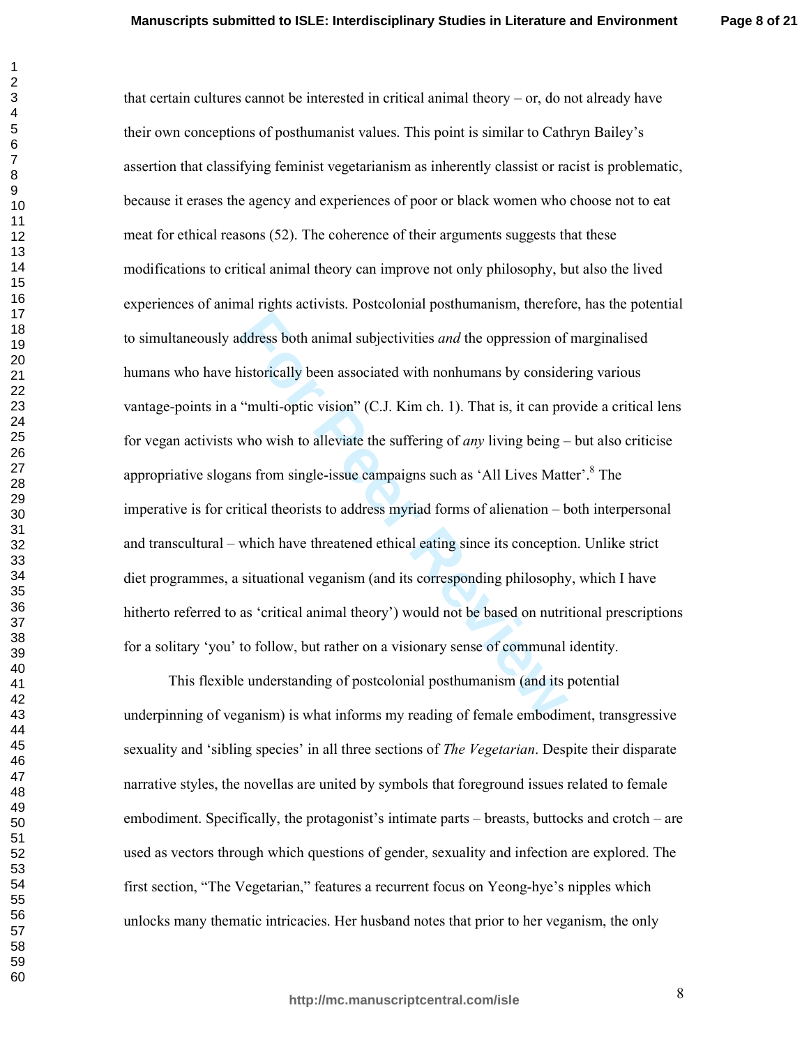that certain cultures cannot be interested in critical animal theory – or, do not already have their own conceptions of posthumanist values. This point is similar to Cathryn Bailey's assertion that classifying feminist vegetarianism as inherently classist or racist is problematic, because it erases the agency and experiences of poor or black women who choose not to eat meat for ethical reasons (52). The coherence of their arguments suggests that these modifications to critical animal theory can improve not only philosophy, but also the lived experiences of animal rights activists. Postcolonial posthumanism, therefore, has the potential to simultaneously address both animal subjectivities *and* the oppression of marginalised humans who have historically been associated with nonhumans by considering various vantage-points in a "multi-optic vision" (C.J. Kim ch. 1). That is, it can provide a critical lens for vegan activists who wish to alleviate the suffering of *any* living being – but also criticise appropriative slogans from single-issue campaigns such as 'All Lives Matter'.[8] The imperative is for critical theorists to address myriad forms of alienation – both interpersonal and transcultural – which have threatened ethical eating since its conception. Unlike strict diet programmes, a situational veganism (and its corresponding philosophy, which I have hitherto referred to as 'critical animal theory') would not be based on nutritional prescriptions for a solitary 'you' to follow, but rather on a visionary sense of communal identity.

This flexible understanding of postcolonial posthumanism (and its potential underpinning of veganism) is what informs my reading of female embodiment, transgressive sexuality and 'sibling species' in all three sections of *The Vegetarian*. Despite their disparate narrative styles, the novellas are united by symbols that foreground issues related to female embodiment. Specifically, the protagonist's intimate parts – breasts, buttocks and crotch – are used as vectors through which questions of gender, sexuality and infection are explored. The first section, "The Vegetarian," features a recurrent focus on Yeong-hye's nipples which unlocks many thematic intricacies. Her husband notes that prior to her veganism, the only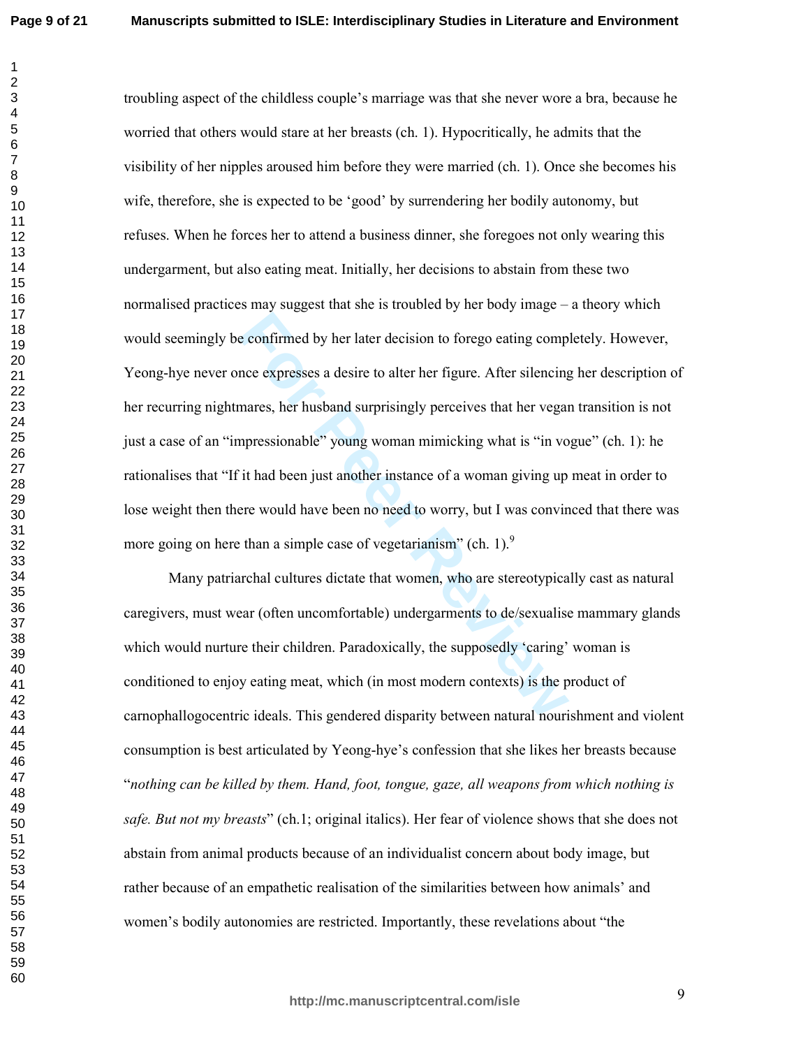troubling aspect of the childless couple's marriage was that she never wore a bra, because he worried that others would stare at her breasts (ch. 1). Hypocritically, he admits that the visibility of her nipples aroused him before they were married (ch. 1). Once she becomes his wife, therefore, she is expected to be 'good' by surrendering her bodily autonomy, but refuses. When he forces her to attend a business dinner, she foregoes not only wearing this undergarment, but also eating meat. Initially, her decisions to abstain from these two normalised practices may suggest that she is troubled by her body image – a theory which would seemingly be confirmed by her later decision to forego eating completely. However, Yeong-hye never once expresses a desire to alter her figure. After silencing her description of her recurring nightmares, her husband surprisingly perceives that her vegan transition is not just a case of an "impressionable" young woman mimicking what is "in vogue" (ch. 1): he rationalises that "If it had been just another instance of a woman giving up meat in order to lose weight then there would have been no need to worry, but I was convinced that there was more going on here than a simple case of vegetarianism" (ch. 1).[9]

Many patriarchal cultures dictate that women, who are stereotypically cast as natural caregivers, must wear (often uncomfortable) undergarments to de/sexualise mammary glands which would nurture their children. Paradoxically, the supposedly 'caring' woman is conditioned to enjoy eating meat, which (in most modern contexts) is the product of carnophallogocentric ideals. This gendered disparity between natural nourishment and violent consumption is best articulated by Yeong-hye's confession that she likes her breasts because "*nothing can be killed by them. Hand, foot, tongue, gaze, all weapons from which nothing is safe. But not my breasts*" (ch.1; original italics). Her fear of violence shows that she does not abstain from animal products because of an individualist concern about body image, but rather because of an empathetic realisation of the similarities between how animals' and women's bodily autonomies are restricted. Importantly, these revelations about "the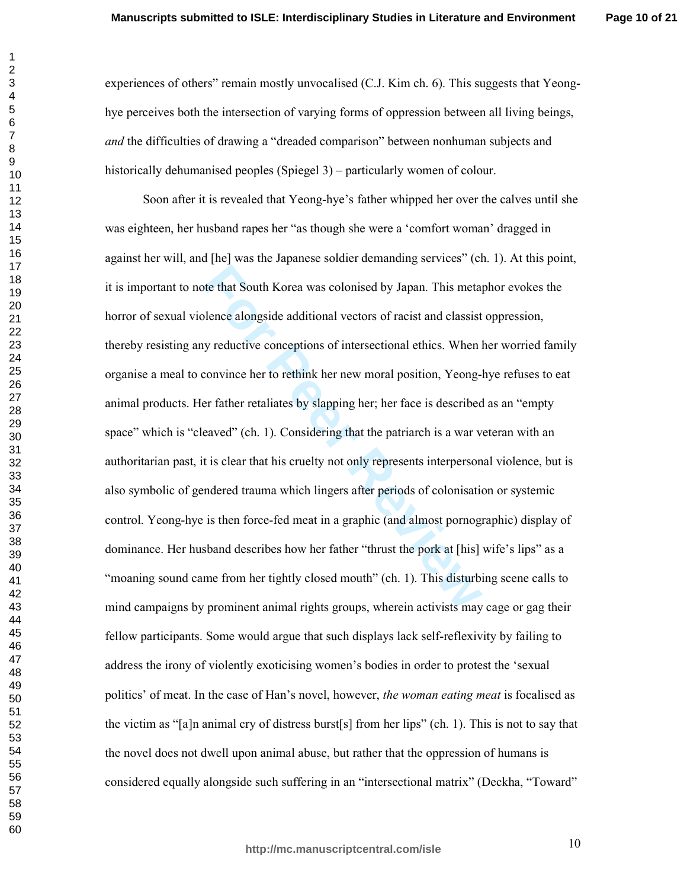experiences of others" remain mostly unvocalised (C.J. Kim ch. 6). This suggests that Yeong-hye perceives both the intersection of varying forms of oppression between all living beings, *and* the difficulties of drawing a "dreaded comparison" between nonhuman subjects and historically dehumanised peoples (Spiegel 3) – particularly women of colour.

Soon after it is revealed that Yeong-hye's father whipped her over the calves until she was eighteen, her husband rapes her "as though she were a 'comfort woman' dragged in against her will, and [he] was the Japanese soldier demanding services" (ch. 1). At this point, it is important to note that South Korea was colonised by Japan. This metaphor evokes the horror of sexual violence alongside additional vectors of racist and classist oppression, thereby resisting any reductive conceptions of intersectional ethics. When her worried family organise a meal to convince her to rethink her new moral position, Yeong-hye refuses to eat animal products. Her father retaliates by slapping her; her face is described as an "empty space" which is "cleaved" (ch. 1). Considering that the patriarch is a war veteran with an authoritarian past, it is clear that his cruelty not only represents interpersonal violence, but is also symbolic of gendered trauma which lingers after periods of colonisation or systemic control. Yeong-hye is then force-fed meat in a graphic (and almost pornographic) display of dominance. Her husband describes how her father "thrust the pork at [his] wife's lips" as a "moaning sound came from her tightly closed mouth" (ch. 1). This disturbing scene calls to mind campaigns by prominent animal rights groups, wherein activists may cage or gag their fellow participants. Some would argue that such displays lack self-reflexivity by failing to address the irony of violently exoticising women's bodies in order to protest the 'sexual politics' of meat. In the case of Han's novel, however, *the woman eating meat* is focalised as the victim as "[a]n animal cry of distress burst[s] from her lips" (ch. 1). This is not to say that the novel does not dwell upon animal abuse, but rather that the oppression of humans is considered equally alongside such suffering in an "intersectional matrix" (Deckha, "Toward"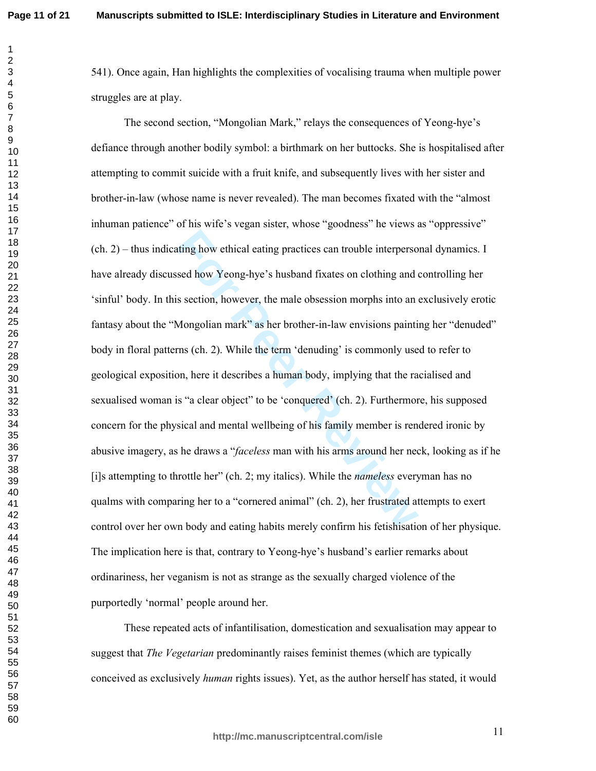541). Once again, Han highlights the complexities of vocalising trauma when multiple power struggles are at play.

The second section, "Mongolian Mark," relays the consequences of Yeong-hye's defiance through another bodily symbol: a birthmark on her buttocks. She is hospitalised after attempting to commit suicide with a fruit knife, and subsequently lives with her sister and brother-in-law (whose name is never revealed). The man becomes fixated with the "almost inhuman patience" of his wife's vegan sister, whose "goodness" he views as "oppressive" (ch. 2) – thus indicating how ethical eating practices can trouble interpersonal dynamics. I have already discussed how Yeong-hye's husband fixates on clothing and controlling her 'sinful' body. In this section, however, the male obsession morphs into an exclusively erotic fantasy about the "Mongolian mark" as her brother-in-law envisions painting her "denuded" body in floral patterns (ch. 2). While the term 'denuding' is commonly used to refer to geological exposition, here it describes a human body, implying that the racialised and sexualised woman is "a clear object" to be 'conquered' (ch. 2). Furthermore, his supposed concern for the physical and mental wellbeing of his family member is rendered ironic by abusive imagery, as he draws a "*faceless* man with his arms around her neck, looking as if he [i]s attempting to throttle her" (ch. 2; my italics). While the *nameless* everyman has no qualms with comparing her to a "cornered animal" (ch. 2), her frustrated attempts to exert control over her own body and eating habits merely confirm his fetishisation of her physique. The implication here is that, contrary to Yeong-hye's husband's earlier remarks about ordinariness, her veganism is not as strange as the sexually charged violence of the purportedly 'normal' people around her.

These repeated acts of infantilisation, domestication and sexualisation may appear to suggest that *The Vegetarian* predominantly raises feminist themes (which are typically conceived as exclusively *human* rights issues). Yet, as the author herself has stated, it would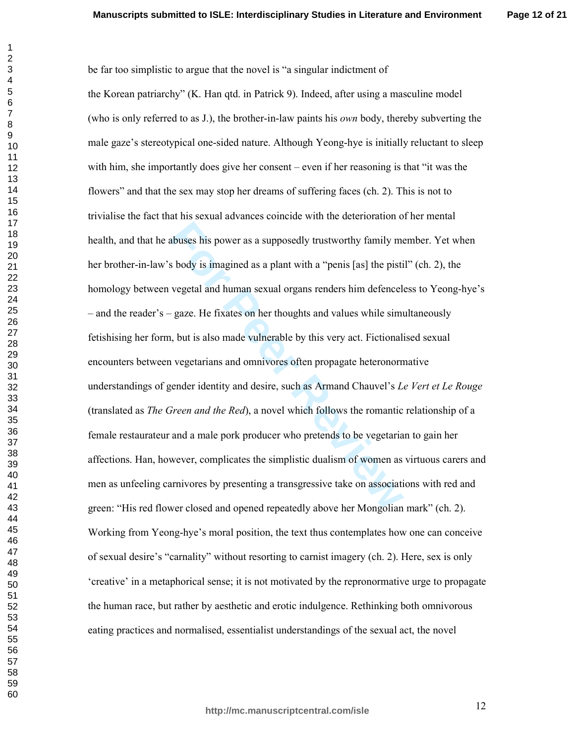be far too simplistic to argue that the novel is "a singular indictment of the Korean patriarchy" (K. Han qtd. in Patrick 9). Indeed, after using a masculine model (who is only referred to as J.), the brother-in-law paints his *own* body, thereby subverting the male gaze's stereotypical one-sided nature. Although Yeong-hye is initially reluctant to sleep with him, she importantly does give her consent – even if her reasoning is that "it was the flowers" and that the sex may stop her dreams of suffering faces (ch. 2). This is not to trivialise the fact that his sexual advances coincide with the deterioration of her mental health, and that he abuses his power as a supposedly trustworthy family member. Yet when her brother-in-law's body is imagined as a plant with a "penis [as] the pistil" (ch. 2), the homology between vegetal and human sexual organs renders him defenceless to Yeong-hye's – and the reader's – gaze. He fixates on her thoughts and values while simultaneously fetishising her form, but is also made vulnerable by this very act. Fictionalised sexual encounters between vegetarians and omnivores often propagate heteronormative understandings of gender identity and desire, such as Armand Chauvel's *Le Vert et Le Rouge* (translated as *The Green and the Red*), a novel which follows the romantic relationship of a female restaurateur and a male pork producer who pretends to be vegetarian to gain her affections. Han, however, complicates the simplistic dualism of women as virtuous carers and men as unfeeling carnivores by presenting a transgressive take on associations with red and green: "His red flower closed and opened repeatedly above her Mongolian mark" (ch. 2). Working from Yeong-hye's moral position, the text thus contemplates how one can conceive of sexual desire's "carnality" without resorting to carnist imagery (ch. 2). Here, sex is only 'creative' in a metaphorical sense; it is not motivated by the repronormative urge to propagate the human race, but rather by aesthetic and erotic indulgence. Rethinking both omnivorous eating practices and normalised, essentialist understandings of the sexual act, the novel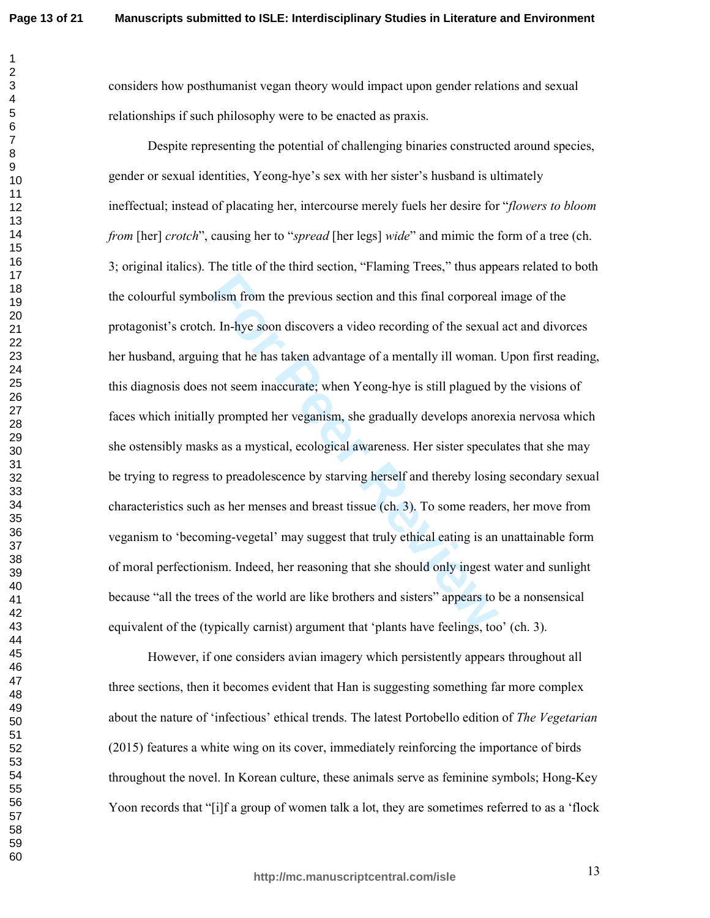considers how posthumanist vegan theory would impact upon gender relations and sexual relationships if such philosophy were to be enacted as praxis.

Despite representing the potential of challenging binaries constructed around species, gender or sexual identities, Yeong-hye's sex with her sister's husband is ultimately ineffectual; instead of placating her, intercourse merely fuels her desire for "*flowers to bloom from* [her] *crotch*", causing her to "*spread* [her legs] *wide*" and mimic the form of a tree (ch. 3; original italics). The title of the third section, "Flaming Trees," thus appears related to both the colourful symbolism from the previous section and this final corporeal image of the protagonist's crotch. In-hye soon discovers a video recording of the sexual act and divorces her husband, arguing that he has taken advantage of a mentally ill woman. Upon first reading, this diagnosis does not seem inaccurate; when Yeong-hye is still plagued by the visions of faces which initially prompted her veganism, she gradually develops anorexia nervosa which she ostensibly masks as a mystical, ecological awareness. Her sister speculates that she may be trying to regress to preadolescence by starving herself and thereby losing secondary sexual characteristics such as her menses and breast tissue (ch. 3). To some readers, her move from veganism to 'becoming-vegetal' may suggest that truly ethical eating is an unattainable form of moral perfectionism. Indeed, her reasoning that she should only ingest water and sunlight because "all the trees of the world are like brothers and sisters" appears to be a nonsensical equivalent of the (typically carnist) argument that 'plants have feelings, too' (ch. 3).

However, if one considers avian imagery which persistently appears throughout all three sections, then it becomes evident that Han is suggesting something far more complex about the nature of 'infectious' ethical trends. The latest Portobello edition of *The Vegetarian* (2015) features a white wing on its cover, immediately reinforcing the importance of birds throughout the novel. In Korean culture, these animals serve as feminine symbols; Hong-Key Yoon records that "[i]f a group of women talk a lot, they are sometimes referred to as a 'flock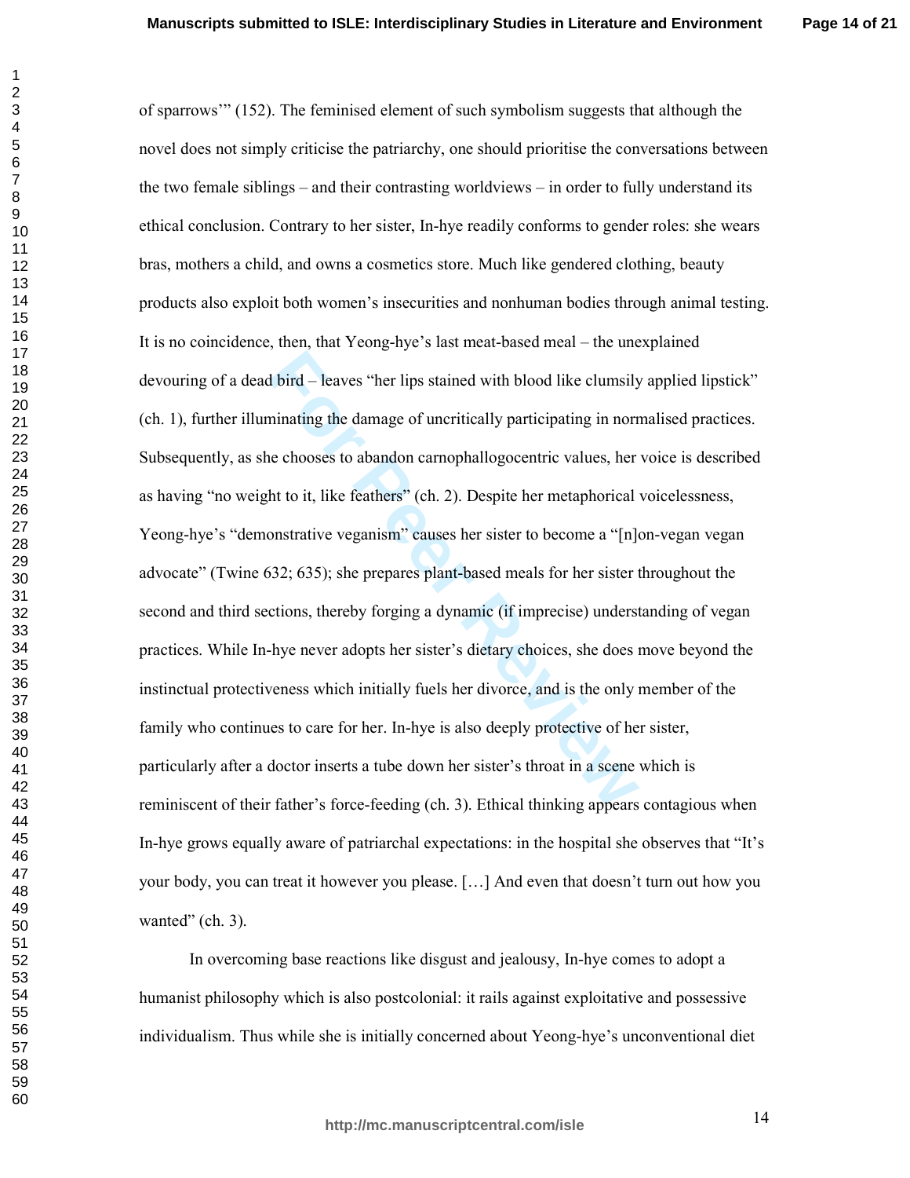of sparrows'" (152). The feminised element of such symbolism suggests that although the novel does not simply criticise the patriarchy, one should prioritise the conversations between the two female siblings – and their contrasting worldviews – in order to fully understand its ethical conclusion. Contrary to her sister, In-hye readily conforms to gender roles: she wears bras, mothers a child, and owns a cosmetics store. Much like gendered clothing, beauty products also exploit both women's insecurities and nonhuman bodies through animal testing. It is no coincidence, then, that Yeong-hye's last meat-based meal – the unexplained devouring of a dead bird – leaves "her lips stained with blood like clumsily applied lipstick" (ch. 1), further illuminating the damage of uncritically participating in normalised practices. Subsequently, as she chooses to abandon carnophallogocentric values, her voice is described as having "no weight to it, like feathers" (ch. 2). Despite her metaphorical voicelessness, Yeong-hye's "demonstrative veganism" causes her sister to become a "[n]on-vegan vegan advocate" (Twine 632; 635); she prepares plant-based meals for her sister throughout the second and third sections, thereby forging a dynamic (if imprecise) understanding of vegan practices. While In-hye never adopts her sister's dietary choices, she does move beyond the instinctual protectiveness which initially fuels her divorce, and is the only member of the family who continues to care for her. In-hye is also deeply protective of her sister, particularly after a doctor inserts a tube down her sister's throat in a scene which is reminiscent of their father's force-feeding (ch. 3). Ethical thinking appears contagious when In-hye grows equally aware of patriarchal expectations: in the hospital she observes that "It's your body, you can treat it however you please. […] And even that doesn't turn out how you wanted" (ch. 3).

In overcoming base reactions like disgust and jealousy, In-hye comes to adopt a humanist philosophy which is also postcolonial: it rails against exploitative and possessive individualism. Thus while she is initially concerned about Yeong-hye's unconventional diet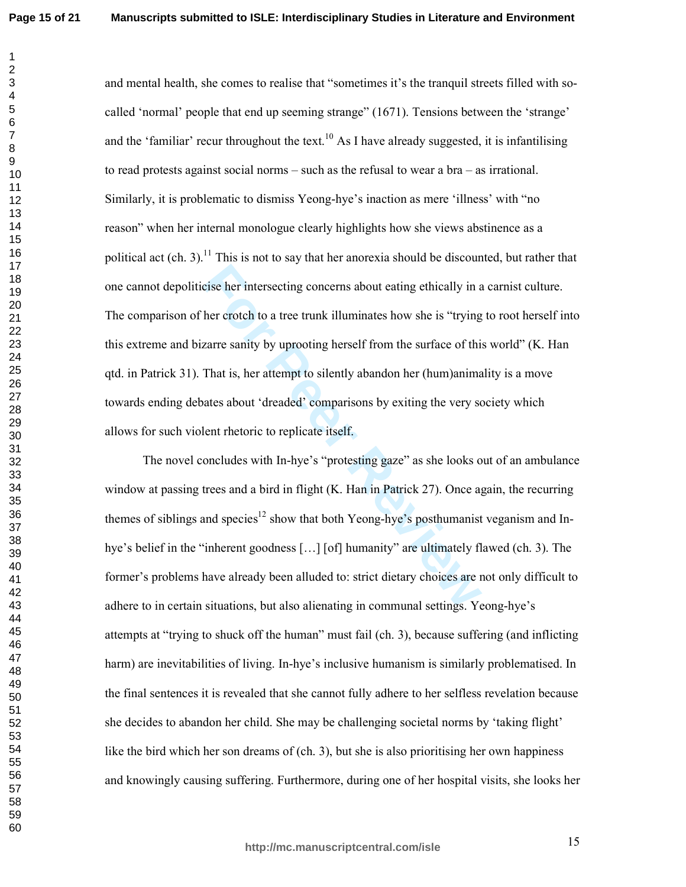and mental health, she comes to realise that "sometimes it's the tranquil streets filled with so-called 'normal' people that end up seeming strange" (1671). Tensions between the 'strange' and the 'familiar' recur throughout the text.[10] As I have already suggested, it is infantilising to read protests against social norms – such as the refusal to wear a bra – as irrational. Similarly, it is problematic to dismiss Yeong-hye's inaction as mere 'illness' with "no reason" when her internal monologue clearly highlights how she views abstinence as a political act (ch. 3).[11] This is not to say that her anorexia should be discounted, but rather that one cannot depoliticise her intersecting concerns about eating ethically in a carnist culture. The comparison of her crotch to a tree trunk illuminates how she is "trying to root herself into this extreme and bizarre sanity by uprooting herself from the surface of this world" (K. Han qtd. in Patrick 31). That is, her attempt to silently abandon her (hum)animality is a move towards ending debates about 'dreaded' comparisons by exiting the very society which allows for such violent rhetoric to replicate itself.

The novel concludes with In-hye's "protesting gaze" as she looks out of an ambulance window at passing trees and a bird in flight (K. Han in Patrick 27). Once again, the recurring themes of siblings and species[12] show that both Yeong-hye's posthumanist veganism and In-hye's belief in the "inherent goodness […] [of] humanity" are ultimately flawed (ch. 3). The former's problems have already been alluded to: strict dietary choices are not only difficult to adhere to in certain situations, but also alienating in communal settings. Yeong-hye's attempts at "trying to shuck off the human" must fail (ch. 3), because suffering (and inflicting harm) are inevitabilities of living. In-hye's inclusive humanism is similarly problematised. In the final sentences it is revealed that she cannot fully adhere to her selfless revelation because she decides to abandon her child. She may be challenging societal norms by 'taking flight' like the bird which her son dreams of (ch. 3), but she is also prioritising her own happiness and knowingly causing suffering. Furthermore, during one of her hospital visits, she looks her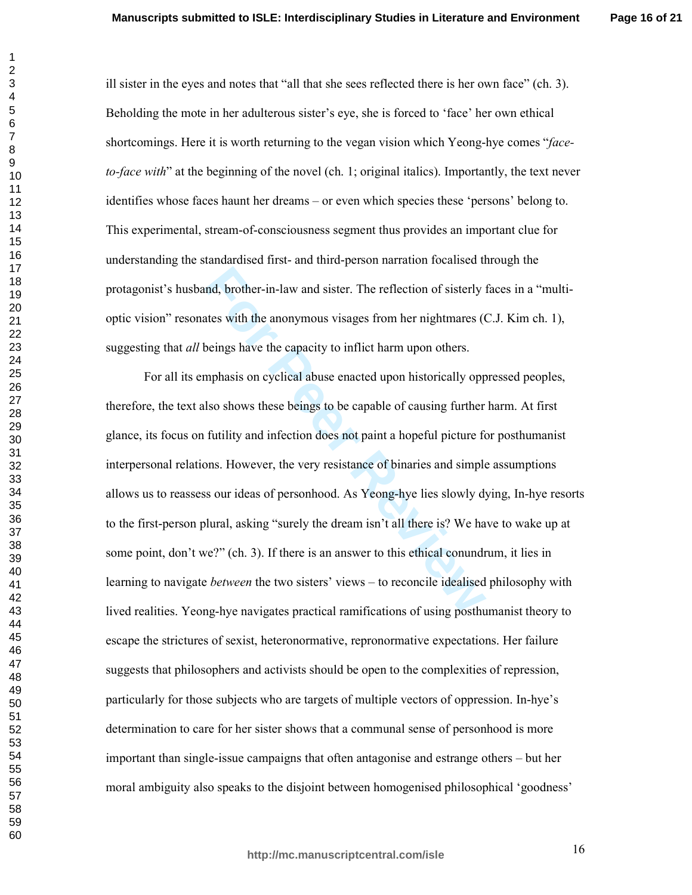ill sister in the eyes and notes that "all that she sees reflected there is her own face" (ch. 3). Beholding the mote in her adulterous sister's eye, she is forced to 'face' her own ethical shortcomings. Here it is worth returning to the vegan vision which Yeong-hye comes "*face-to-face with*" at the beginning of the novel (ch. 1; original italics). Importantly, the text never identifies whose faces haunt her dreams – or even which species these 'persons' belong to. This experimental, stream-of-consciousness segment thus provides an important clue for understanding the standardised first- and third-person narration focalised through the protagonist's husband, brother-in-law and sister. The reflection of sisterly faces in a "multi-optic vision" resonates with the anonymous visages from her nightmares (C.J. Kim ch. 1), suggesting that *all* beings have the capacity to inflict harm upon others.

For all its emphasis on cyclical abuse enacted upon historically oppressed peoples, therefore, the text also shows these beings to be capable of causing further harm. At first glance, its focus on futility and infection does not paint a hopeful picture for posthumanist interpersonal relations. However, the very resistance of binaries and simple assumptions allows us to reassess our ideas of personhood. As Yeong-hye lies slowly dying, In-hye resorts to the first-person plural, asking "surely the dream isn't all there is? We have to wake up at some point, don't we?" (ch. 3). If there is an answer to this ethical conundrum, it lies in learning to navigate *between* the two sisters' views – to reconcile idealised philosophy with lived realities. Yeong-hye navigates practical ramifications of using posthumanist theory to escape the strictures of sexist, heteronormative, repronormative expectations. Her failure suggests that philosophers and activists should be open to the complexities of repression, particularly for those subjects who are targets of multiple vectors of oppression. In-hye's determination to care for her sister shows that a communal sense of personhood is more important than single-issue campaigns that often antagonise and estrange others – but her moral ambiguity also speaks to the disjoint between homogenised philosophical 'goodness'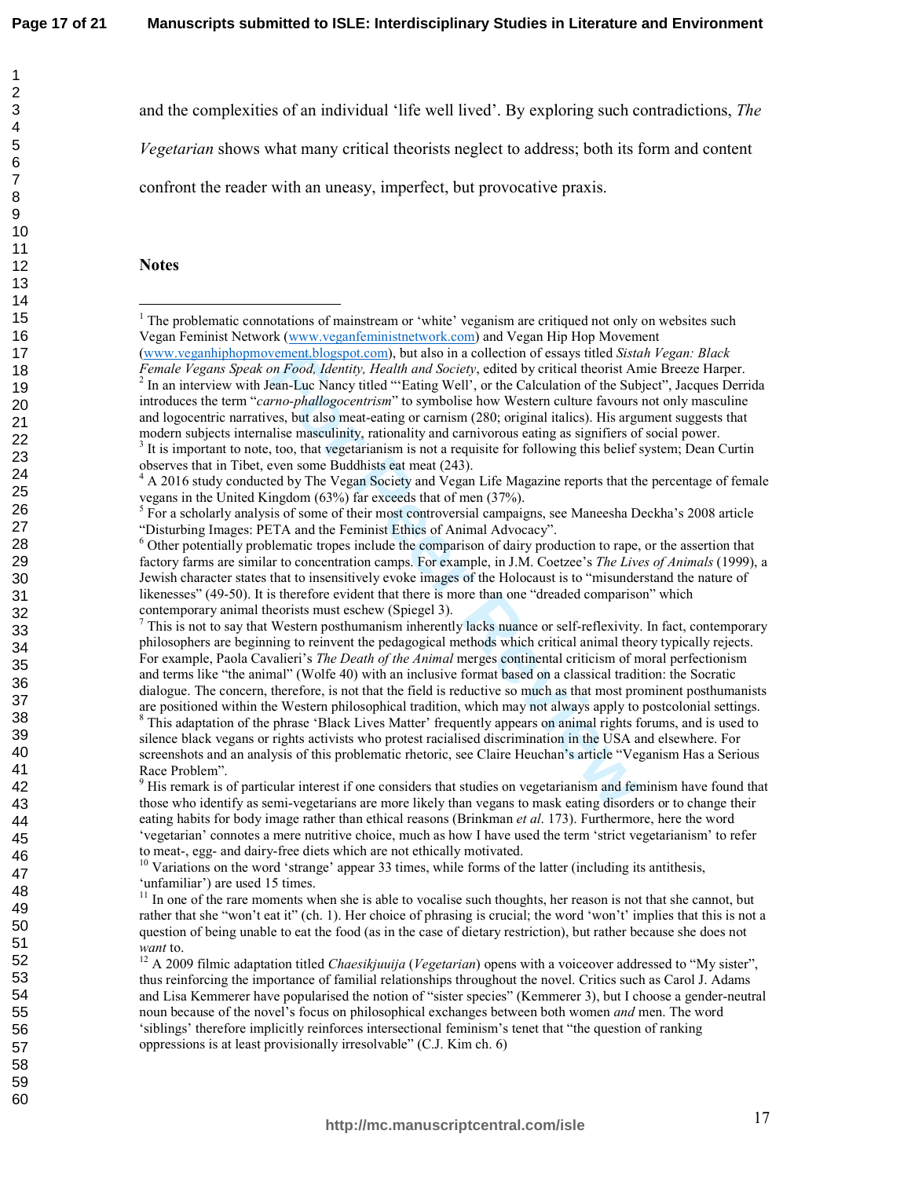and the complexities of an individual 'life well lived'. By exploring such contradictions, *The Vegetarian* shows what many critical theorists neglect to address; both its form and content confront the reader with an uneasy, imperfect, but provocative praxis.

## Notes

[1] The problematic connotations of mainstream or 'white' veganism are critiqued not only on websites such Vegan Feminist Network (www.veganfeministnetwork.com) and Vegan Hip Hop Movement (www.veganhiphopmovement.blogspot.com), but also in a collection of essays titled *Sistah Vegan: Black Female Vegans Speak on Food, Identity, Health and Society*, edited by critical theorist Amie Breeze Harper.

[2] In an interview with Jean-Luc Nancy titled "'Eating Well', or the Calculation of the Subject", Jacques Derrida introduces the term "*carno-phallogocentrism*" to symbolise how Western culture favours not only masculine and logocentric narratives, but also meat-eating or carnism (280; original italics). His argument suggests that modern subjects internalise masculinity, rationality and carnivorous eating as signifiers of social power.

[3] It is important to note, too, that vegetarianism is not a requisite for following this belief system; Dean Curtin observes that in Tibet, even some Buddhists eat meat (243).

[4] A 2016 study conducted by The Vegan Society and Vegan Life Magazine reports that the percentage of female vegans in the United Kingdom (63%) far exceeds that of men (37%).

[5] For a scholarly analysis of some of their most controversial campaigns, see Maneesha Deckha's 2008 article "Disturbing Images: PETA and the Feminist Ethics of Animal Advocacy".

[6] Other potentially problematic tropes include the comparison of dairy production to rape, or the assertion that factory farms are similar to concentration camps. For example, in J.M. Coetzee's *The Lives of Animals* (1999), a Jewish character states that to insensitively evoke images of the Holocaust is to "misunderstand the nature of likenesses" (49-50). It is therefore evident that there is more than one "dreaded comparison" which contemporary animal theorists must eschew (Spiegel 3).

[7] This is not to say that Western posthumanism inherently lacks nuance or self-reflexivity. In fact, contemporary philosophers are beginning to reinvent the pedagogical methods which critical animal theory typically rejects. For example, Paola Cavalieri's *The Death of the Animal* merges continental criticism of moral perfectionism and terms like "the animal" (Wolfe 40) with an inclusive format based on a classical tradition: the Socratic dialogue. The concern, therefore, is not that the field is reductive so much as that most prominent posthumanists are positioned within the Western philosophical tradition, which may not always apply to postcolonial settings.

[8] This adaptation of the phrase 'Black Lives Matter' frequently appears on animal rights forums, and is used to silence black vegans or rights activists who protest racialised discrimination in the USA and elsewhere. For screenshots and an analysis of this problematic rhetoric, see Claire Heuchan's article "Veganism Has a Serious Race Problem".

[9] His remark is of particular interest if one considers that studies on vegetarianism and feminism have found that those who identify as semi-vegetarians are more likely than vegans to mask eating disorders or to change their eating habits for body image rather than ethical reasons (Brinkman *et al.* 173). Furthermore, here the word 'vegetarian' connotes a mere nutritive choice, much as how I have used the term 'strict vegetarianism' to refer to meat-, egg- and dairy-free diets which are not ethically motivated.

[10] Variations on the word 'strange' appear 33 times, while forms of the latter (including its antithesis, 'unfamiliar') are used 15 times.

[11] In one of the rare moments when she is able to vocalise such thoughts, her reason is not that she cannot, but rather that she "won't eat it" (ch. 1). Her choice of phrasing is crucial; the word 'won't' implies that this is not a question of being unable to eat the food (as in the case of dietary restriction), but rather because she does not *want* to.

[12] A 2009 filmic adaptation titled *Chaesikjuuija* (*Vegetarian*) opens with a voiceover addressed to "My sister", thus reinforcing the importance of familial relationships throughout the novel. Critics such as Carol J. Adams and Lisa Kemmerer have popularised the notion of "sister species" (Kemmerer 3), but I choose a gender-neutral noun because of the novel's focus on philosophical exchanges between both women *and* men. The word 'siblings' therefore implicitly reinforces intersectional feminism's tenet that "the question of ranking oppressions is at least provisionally irresolvable" (C.J. Kim ch. 6)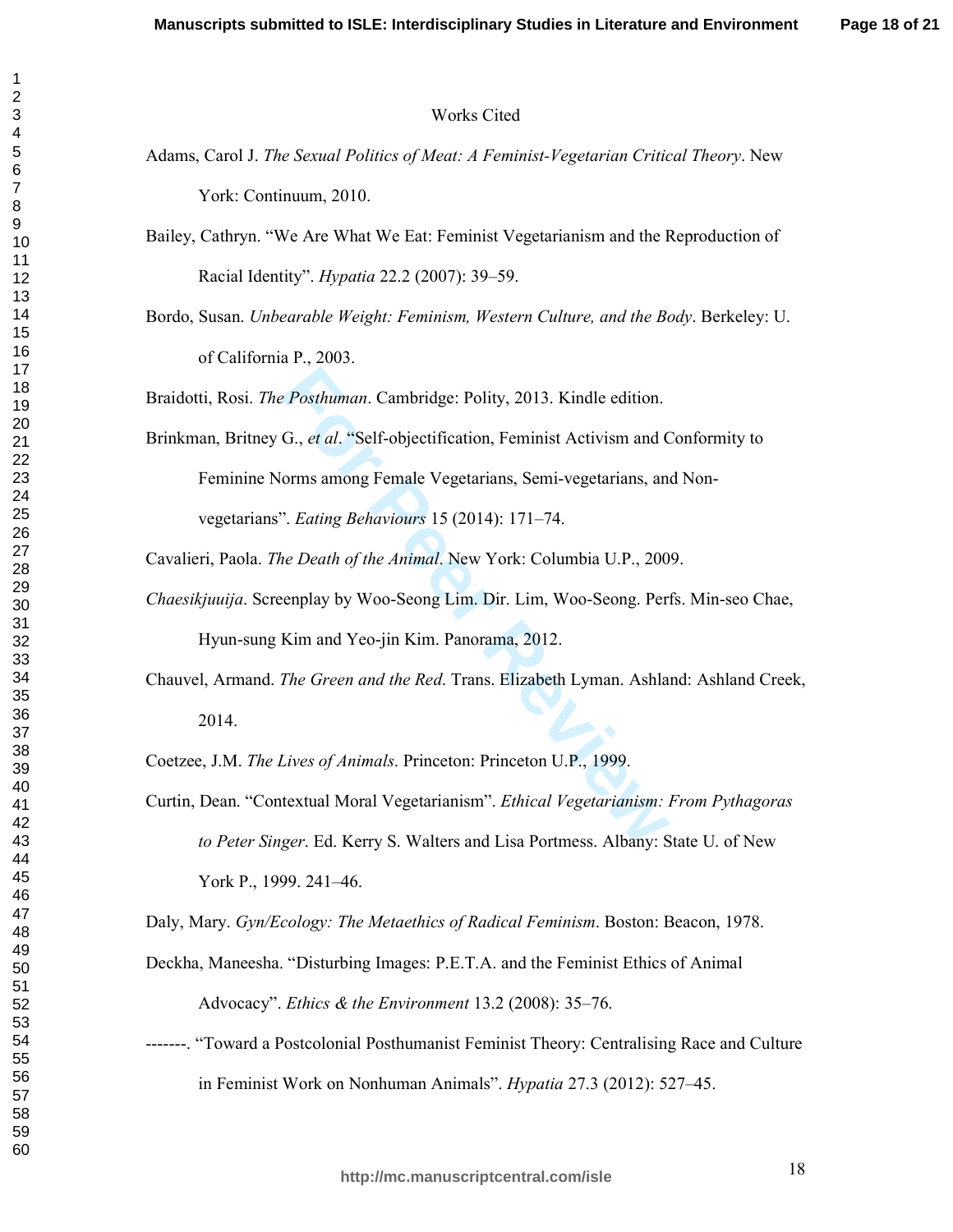# Works Cited

Adams, Carol J. *The Sexual Politics of Meat: A Feminist-Vegetarian Critical Theory*. New York: Continuum, 2010.

Bailey, Cathryn. "We Are What We Eat: Feminist Vegetarianism and the Reproduction of Racial Identity". *Hypatia* 22.2 (2007): 39–59.

Bordo, Susan. *Unbearable Weight: Feminism, Western Culture, and the Body*. Berkeley: U. of California P., 2003.

Braidotti, Rosi. *The Posthuman*. Cambridge: Polity, 2013. Kindle edition.

Brinkman, Britney G., *et al*. "Self-objectification, Feminist Activism and Conformity to Feminine Norms among Female Vegetarians, Semi-vegetarians, and Non-vegetarians". *Eating Behaviours* 15 (2014): 171–74.

Cavalieri, Paola. *The Death of the Animal*. New York: Columbia U.P., 2009.

*Chaesikjuuija*. Screenplay by Woo-Seong Lim. Dir. Lim, Woo-Seong. Perfs. Min-seo Chae, Hyun-sung Kim and Yeo-jin Kim. Panorama, 2012.

Chauvel, Armand. *The Green and the Red*. Trans. Elizabeth Lyman. Ashland: Ashland Creek, 2014.

Coetzee, J.M. *The Lives of Animals*. Princeton: Princeton U.P., 1999.

Curtin, Dean. "Contextual Moral Vegetarianism". *Ethical Vegetarianism: From Pythagoras to Peter Singer*. Ed. Kerry S. Walters and Lisa Portmess. Albany: State U. of New York P., 1999. 241–46.

Daly, Mary. *Gyn/Ecology: The Metaethics of Radical Feminism*. Boston: Beacon, 1978.

Deckha, Maneesha. "Disturbing Images: P.E.T.A. and the Feminist Ethics of Animal Advocacy". *Ethics & the Environment* 13.2 (2008): 35–76.

-------. "Toward a Postcolonial Posthumanist Feminist Theory: Centralising Race and Culture in Feminist Work on Nonhuman Animals". *Hypatia* 27.3 (2012): 527–45.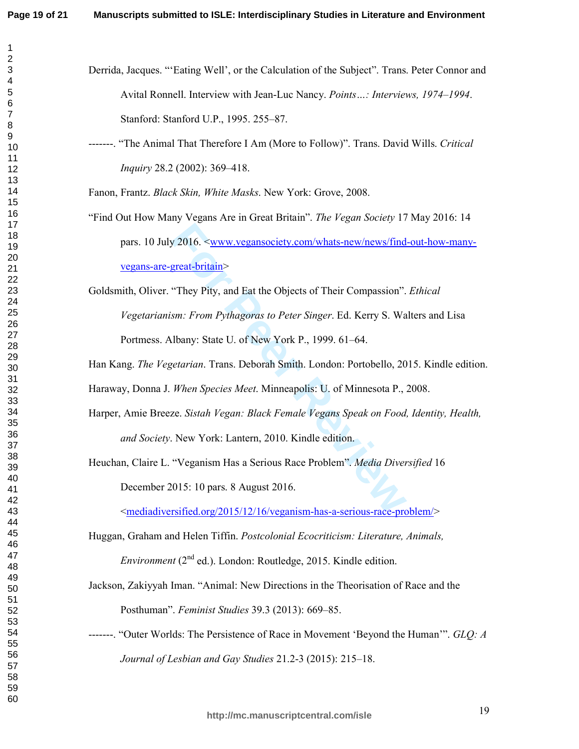Derrida, Jacques. "'Eating Well', or the Calculation of the Subject". Trans. Peter Connor and Avital Ronnell. Interview with Jean-Luc Nancy. *Points…: Interviews, 1974–1994*. Stanford: Stanford U.P., 1995. 255–87.

-------. "The Animal That Therefore I Am (More to Follow)". Trans. David Wills. *Critical Inquiry* 28.2 (2002): 369–418.

Fanon, Frantz. *Black Skin, White Masks*. New York: Grove, 2008.

"Find Out How Many Vegans Are in Great Britain". *The Vegan Society* 17 May 2016: 14 pars. 10 July 2016. <www.vegansociety.com/whats-new/news/find-out-how-many-vegans-are-great-britain>

Goldsmith, Oliver. "They Pity, and Eat the Objects of Their Compassion". *Ethical Vegetarianism: From Pythagoras to Peter Singer*. Ed. Kerry S. Walters and Lisa Portmess. Albany: State U. of New York P., 1999. 61–64.

Han Kang. *The Vegetarian*. Trans. Deborah Smith. London: Portobello, 2015. Kindle edition.

Haraway, Donna J. *When Species Meet*. Minneapolis: U. of Minnesota P., 2008.

Harper, Amie Breeze. *Sistah Vegan: Black Female Vegans Speak on Food, Identity, Health, and Society*. New York: Lantern, 2010. Kindle edition.

Heuchan, Claire L. "Veganism Has a Serious Race Problem". *Media Diversified* 16 December 2015: 10 pars. 8 August 2016. <mediadiversified.org/2015/12/16/veganism-has-a-serious-race-problem/>

Huggan, Graham and Helen Tiffin. *Postcolonial Ecocriticism: Literature, Animals, Environment* (2nd ed.). London: Routledge, 2015. Kindle edition.

Jackson, Zakiyyah Iman. "Animal: New Directions in the Theorisation of Race and the Posthuman". *Feminist Studies* 39.3 (2013): 669–85.

-------. "Outer Worlds: The Persistence of Race in Movement 'Beyond the Human'". *GLQ: A Journal of Lesbian and Gay Studies* 21.2-3 (2015): 215–18.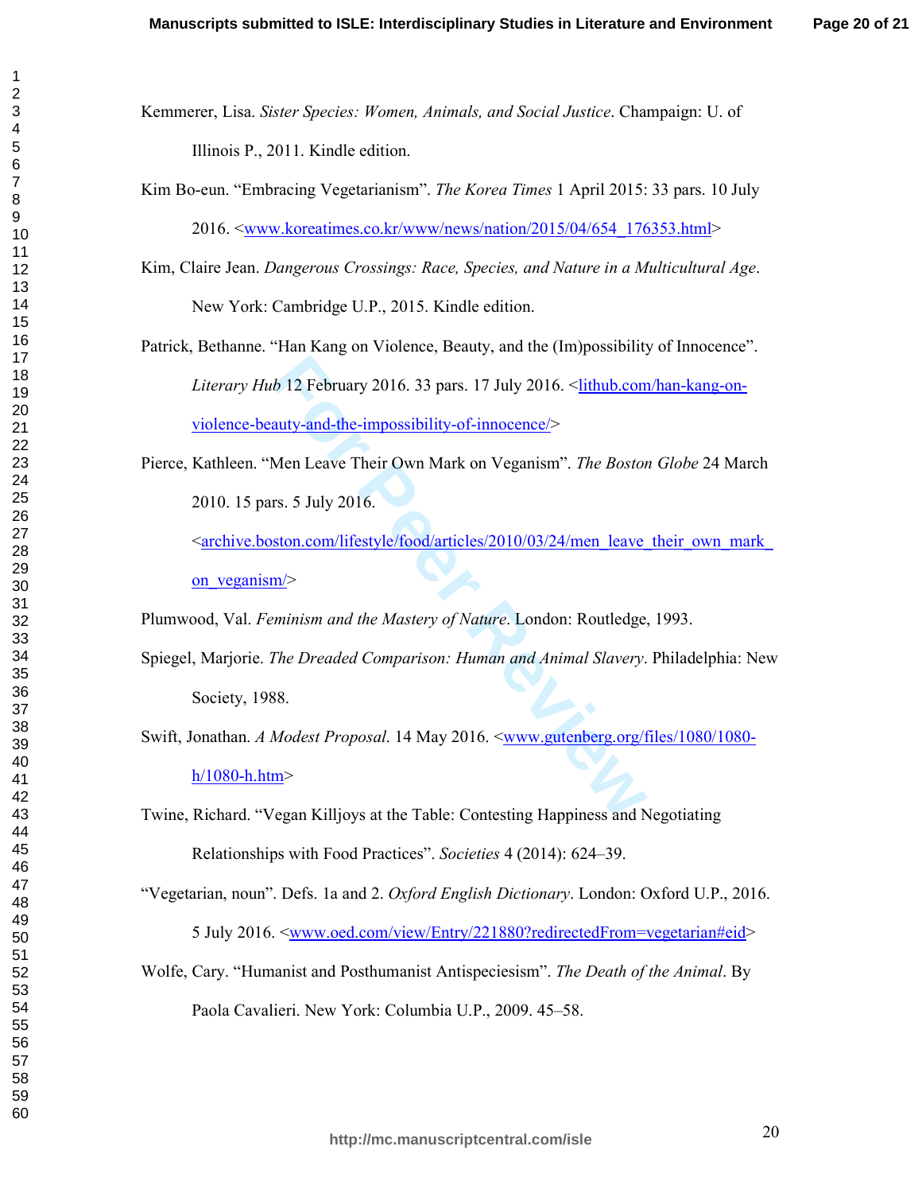Kemmerer, Lisa. *Sister Species: Women, Animals, and Social Justice*. Champaign: U. of Illinois P., 2011. Kindle edition.

Kim Bo-eun. “Embracing Vegetarianism”. *The Korea Times* 1 April 2015: 33 pars. 10 July 2016. <www.koreatimes.co.kr/www/news/nation/2015/04/654_176353.html>

Kim, Claire Jean. *Dangerous Crossings: Race, Species, and Nature in a Multicultural Age*. New York: Cambridge U.P., 2015. Kindle edition.

Patrick, Bethanne. “Han Kang on Violence, Beauty, and the (Im)possibility of Innocence”. *Literary Hub* 12 February 2016. 33 pars. 17 July 2016. <lithub.com/han-kang-on-violence-beauty-and-the-impossibility-of-innocence/>

Pierce, Kathleen. “Men Leave Their Own Mark on Veganism”. *The Boston Globe* 24 March 2010. 15 pars. 5 July 2016. <archive.boston.com/lifestyle/food/articles/2010/03/24/men_leave_their_own_mark_on_veganism/>

Plumwood, Val. *Feminism and the Mastery of Nature*. London: Routledge, 1993.

Spiegel, Marjorie. *The Dreaded Comparison: Human and Animal Slavery*. Philadelphia: New Society, 1988.

Swift, Jonathan. *A Modest Proposal*. 14 May 2016. <www.gutenberg.org/files/1080/1080-h/1080-h.htm>

Twine, Richard. “Vegan Killjoys at the Table: Contesting Happiness and Negotiating Relationships with Food Practices”. *Societies* 4 (2014): 624–39.

“Vegetarian, noun”. Defs. 1a and 2. *Oxford English Dictionary*. London: Oxford U.P., 2016. 5 July 2016. <www.oed.com/view/Entry/221880?redirectedFrom=vegetarian#eid>

Wolfe, Cary. “Humanist and Posthumanist Antispeciesism”. *The Death of the Animal*. By Paola Cavalieri. New York: Columbia U.P., 2009. 45–58.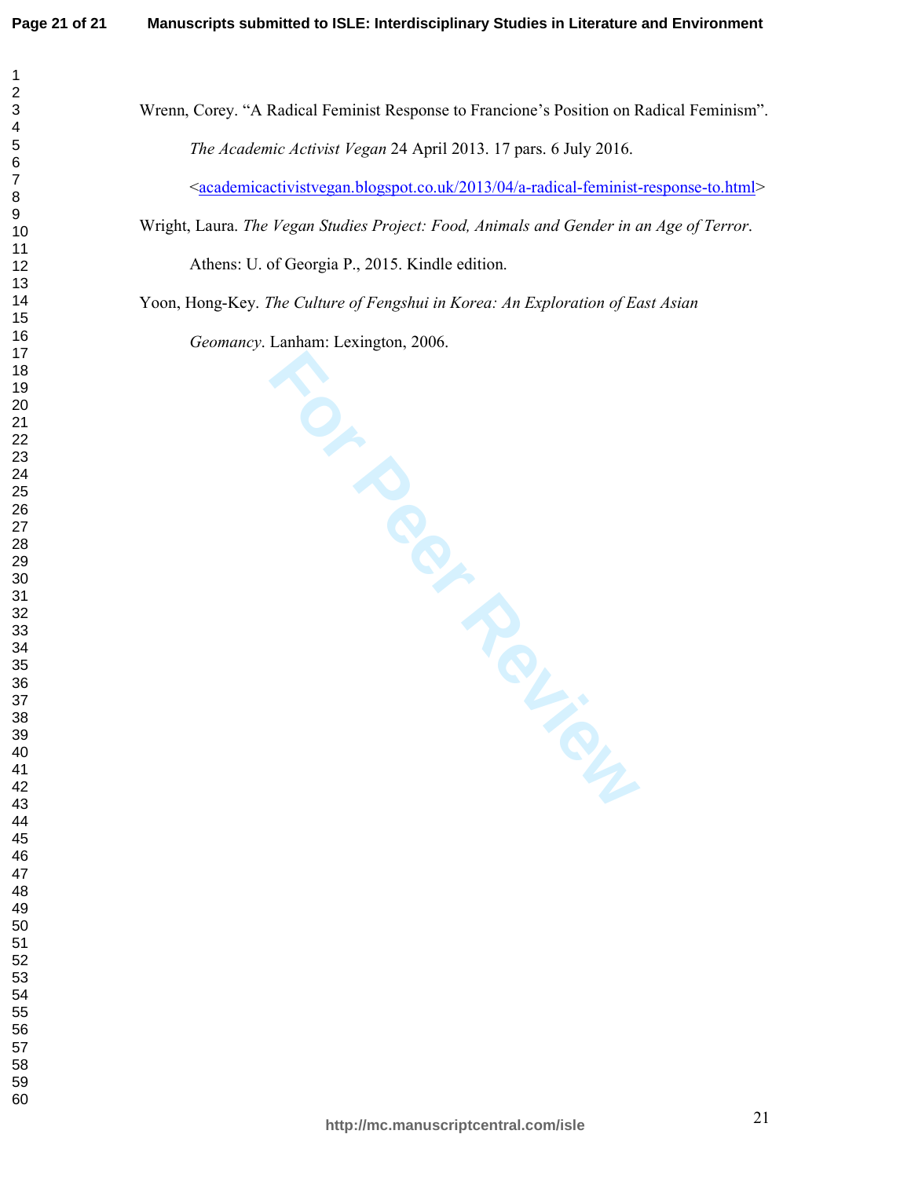Wrenn, Corey. “A Radical Feminist Response to Francione’s Position on Radical Feminism”. *The Academic Activist Vegan* 24 April 2013. 17 pars. 6 July 2016. <academicactivistvegan.blogspot.co.uk/2013/04/a-radical-feminist-response-to.html>

Wright, Laura. *The Vegan Studies Project: Food, Animals and Gender in an Age of Terror*. Athens: U. of Georgia P., 2015. Kindle edition.

Yoon, Hong-Key. *The Culture of Fengshui in Korea: An Exploration of East Asian Geomancy*. Lanham: Lexington, 2006.